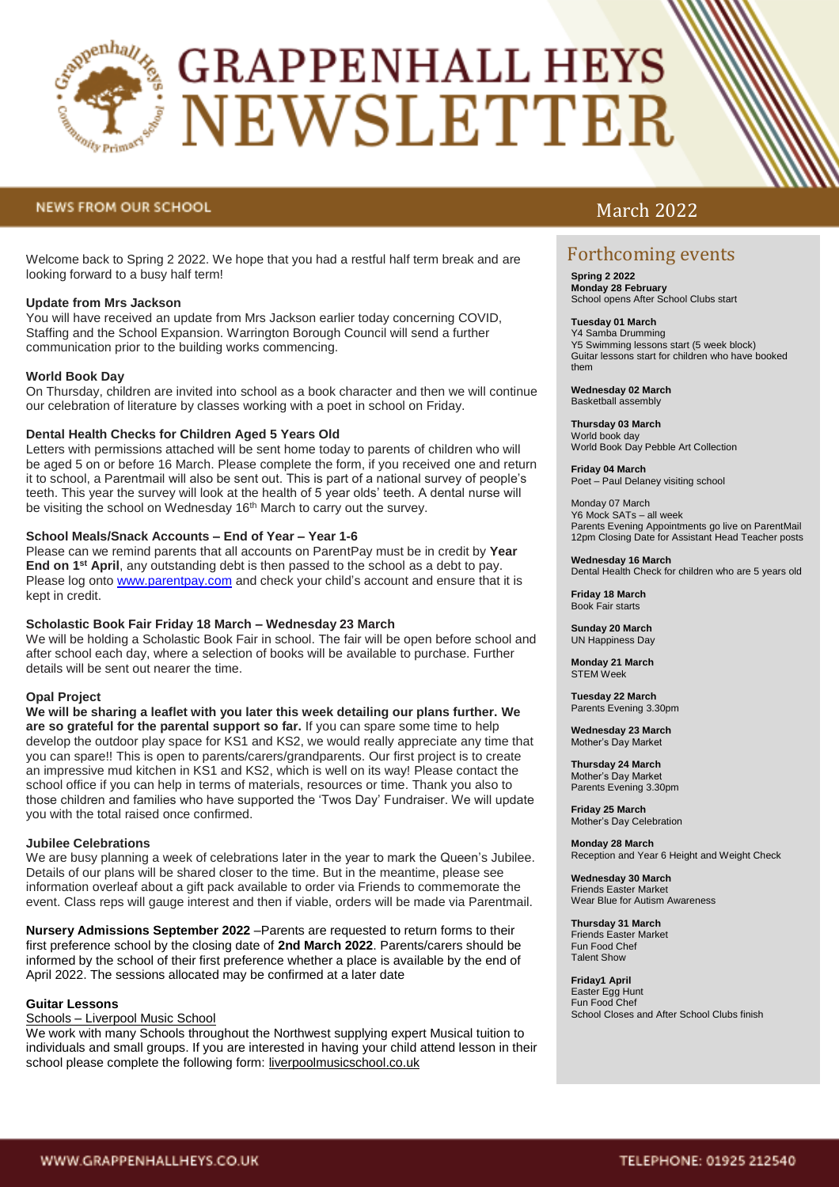# GRAPPENHALL HEYS NEWSLETTER

NEWS FROM OUR SCHOOL

March 2022

Welcome back to Spring 2 2022. We hope that you had a restful half term break and are looking forward to a busy half term!

**Update from Mrs Jackson**

You will have received an update from Mrs Jackson earlier today concerning COVID, Staffing and the School Expansion. Warrington Borough Council will send a further communication prior to the building works commencing.

**World Book Day**

On Thursday, children are invited into school as a book character and then we will continue our celebration of literature by classes working with a poet in school on Friday.

**Dental Health Checks for Children Aged 5 Years Old**

Letters with permissions attached will be sent home today to parents of children who will be aged 5 on or before 16 March. Please complete the form, if you received one and return it to school, a Parentmail will also be sent out. This is part of a national survey of people's teeth. This year the survey will look at the health of 5 year olds' teeth. A dental nurse will be visiting the school on Wednesday 16th March to carry out the survey.

**School Meals/Snack Accounts – End of Year – Year 1-6**

Please can we remind parents that all accounts on ParentPay must be in credit by **Year End on 1st April**, any outstanding debt is then passed to the school as a debt to pay. Please log onto www.parentpay.com and check your child's account and ensure that it is kept in credit.

**Scholastic Book Fair Friday 18 March – Wednesday 23 March**

We will be holding a Scholastic Book Fair in school. The fair will be open before school and after school each day, where a selection of books will be available to purchase. Further details will be sent out nearer the time.

**Opal Project**

**We will be sharing a leaflet with you later this week detailing our plans further. We are so grateful for the parental support so far.** If you can spare some time to help develop the outdoor play space for KS1 and KS2, we would really appreciate any time that you can spare!! This is open to parents/carers/grandparents. Our first project is to create an impressive mud kitchen in KS1 and KS2, which is well on its way! Please contact the school office if you can help in terms of materials, resources or time. Thank you also to those children and families who have supported the 'Twos Day' Fundraiser. We will update you with the total raised once confirmed.

**Jubilee Celebrations**

We are busy planning a week of celebrations later in the year to mark the Queen's Jubilee. Details of our plans will be shared closer to the time. But in the meantime, please see information overleaf about a gift pack available to order via Friends to commemorate the event. Class reps will gauge interest and then if viable, orders will be made via Parentmail.

**Nursery Admissions September 2022** –Parents are requested to return forms to their first preference school by the closing date of **2nd March 2022**. Parents/carers should be informed by the school of their first preference whether a place is available by the end of April 2022. The sessions allocated may be confirmed at a later date

**Guitar Lessons**

Schools – Liverpool Music School

We work with many Schools throughout the Northwest supplying expert Musical tuition to individuals and small groups. If you are interested in having your child attend lesson in their school please complete the following form: liverpoolmusicschool.co.uk

## Forthcoming events

**Spring 2 2022**
**Monday 28 February**
School opens After School Clubs start

**Tuesday 01 March**
Y4 Samba Drumming
Y5 Swimming lessons start (5 week block)
Guitar lessons start for children who have booked them

**Wednesday 02 March**
Basketball assembly

**Thursday 03 March**
World book day
World Book Day Pebble Art Collection

**Friday 04 March**
Poet – Paul Delaney visiting school

Monday 07 March
Y6 Mock SATs – all week
Parents Evening Appointments go live on ParentMail
12pm Closing Date for Assistant Head Teacher posts

**Wednesday 16 March**
Dental Health Check for children who are 5 years old

**Friday 18 March**
Book Fair starts

**Sunday 20 March**
UN Happiness Day

**Monday 21 March**
STEM Week

**Tuesday 22 March**
Parents Evening 3.30pm

**Wednesday 23 March**
Mother's Day Market

**Thursday 24 March**
Mother's Day Market
Parents Evening 3.30pm

**Friday 25 March**
Mother's Day Celebration

**Monday 28 March**
Reception and Year 6 Height and Weight Check

**Wednesday 30 March**
Friends Easter Market
Wear Blue for Autism Awareness

**Thursday 31 March**
Friends Easter Market
Fun Food Chef
Talent Show

**Friday1 April**
Easter Egg Hunt
Fun Food Chef
School Closes and After School Clubs finish

WWW.GRAPPENHALLHEYS.CO.UK

TELEPHONE: 01925 212540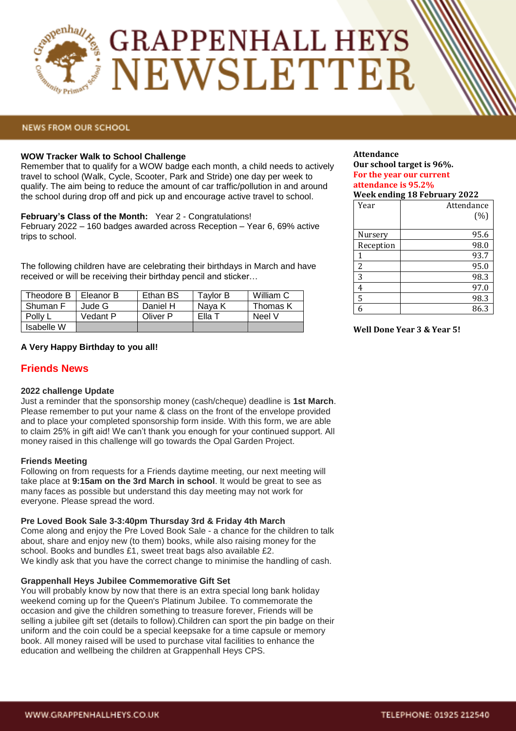# GRAPPENHALL HEYS NEWSLETTER

NEWS FROM OUR SCHOOL

**WOW Tracker Walk to School Challenge**
Remember that to qualify for a WOW badge each month, a child needs to actively travel to school (Walk, Cycle, Scooter, Park and Stride) one day per week to qualify. The aim being to reduce the amount of car traffic/pollution in and around the school during drop off and pick up and encourage active travel to school.

**February's Class of the Month:** Year 2 - Congratulations!
February 2022 – 160 badges awarded across Reception – Year 6, 69% active trips to school.

The following children have are celebrating their birthdays in March and have received or will be receiving their birthday pencil and sticker…

| | | | | |
|---|---|---|---|---|
| Theodore B | Eleanor B | Ethan BS | Taylor B | William C |
| Shuman F | Jude G | Daniel H | Naya K | Thomas K |
| Polly L | Vedant P | Oliver P | Ella T | Neel V |
| Isabelle W | | | | |

**A Very Happy Birthday to you all!**

## Friends News

**2022 challenge Update**
Just a reminder that the sponsorship money (cash/cheque) deadline is **1st March**. Please remember to put your name & class on the front of the envelope provided and to place your completed sponsorship form inside. With this form, we are able to claim 25% in gift aid! We can't thank you enough for your continued support. All money raised in this challenge will go towards the Opal Garden Project.

**Friends Meeting**
Following on from requests for a Friends daytime meeting, our next meeting will take place at **9:15am on the 3rd March in school**. It would be great to see as many faces as possible but understand this day meeting may not work for everyone. Please spread the word.

**Pre Loved Book Sale 3-3:40pm Thursday 3rd & Friday 4th March**
Come along and enjoy the Pre Loved Book Sale - a chance for the children to talk about, share and enjoy new (to them) books, while also raising money for the school. Books and bundles £1, sweet treat bags also available £2.
We kindly ask that you have the correct change to minimise the handling of cash.

**Grappenhall Heys Jubilee Commemorative Gift Set**
You will probably know by now that there is an extra special long bank holiday weekend coming up for the Queen's Platinum Jubilee. To commemorate the occasion and give the children something to treasure forever, Friends will be selling a jubilee gift set (details to follow).Children can sport the pin badge on their uniform and the coin could be a special keepsake for a time capsule or memory book. All money raised will be used to purchase vital facilities to enhance the education and wellbeing the children at Grappenhall Heys CPS.

**Attendance**
**Our school target is 96%.**
**For the year our current attendance is 95.2%**
**Week ending 18 February 2022**

| Year | Attendance (%) |
|---|---|
| Nursery | 95.6 |
| Reception | 98.0 |
| 1 | 93.7 |
| 2 | 95.0 |
| 3 | 98.3 |
| 4 | 97.0 |
| 5 | 98.3 |
| 6 | 86.3 |

**Well Done Year 3 & Year 5!**